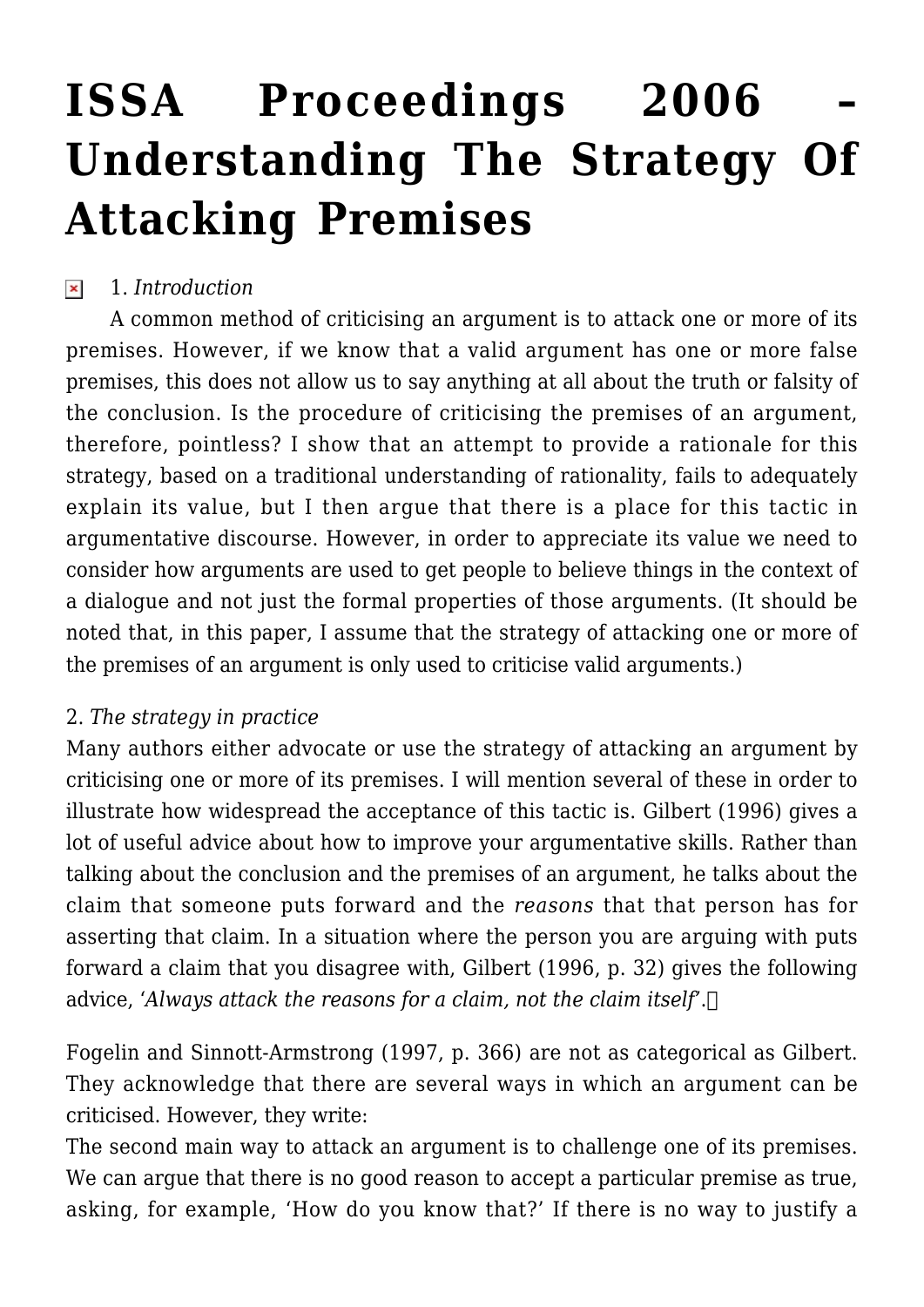# ISSA Proceedings 2006 – Understanding The Strategy Of Attacking Premises

1. *Introduction*

A common method of criticising an argument is to attack one or more of its premises. However, if we know that a valid argument has one or more false premises, this does not allow us to say anything at all about the truth or falsity of the conclusion. Is the procedure of criticising the premises of an argument, therefore, pointless? I show that an attempt to provide a rationale for this strategy, based on a traditional understanding of rationality, fails to adequately explain its value, but I then argue that there is a place for this tactic in argumentative discourse. However, in order to appreciate its value we need to consider how arguments are used to get people to believe things in the context of a dialogue and not just the formal properties of those arguments. (It should be noted that, in this paper, I assume that the strategy of attacking one or more of the premises of an argument is only used to criticise valid arguments.)

2. *The strategy in practice*

Many authors either advocate or use the strategy of attacking an argument by criticising one or more of its premises. I will mention several of these in order to illustrate how widespread the acceptance of this tactic is. Gilbert (1996) gives a lot of useful advice about how to improve your argumentative skills. Rather than talking about the conclusion and the premises of an argument, he talks about the claim that someone puts forward and the *reasons* that that person has for asserting that claim. In a situation where the person you are arguing with puts forward a claim that you disagree with, Gilbert (1996, p. 32) gives the following advice, '*Always attack the reasons for a claim, not the claim itself*'.

Fogelin and Sinnott-Armstrong (1997, p. 366) are not as categorical as Gilbert. They acknowledge that there are several ways in which an argument can be criticised. However, they write:

The second main way to attack an argument is to challenge one of its premises. We can argue that there is no good reason to accept a particular premise as true, asking, for example, 'How do you know that?' If there is no way to justify a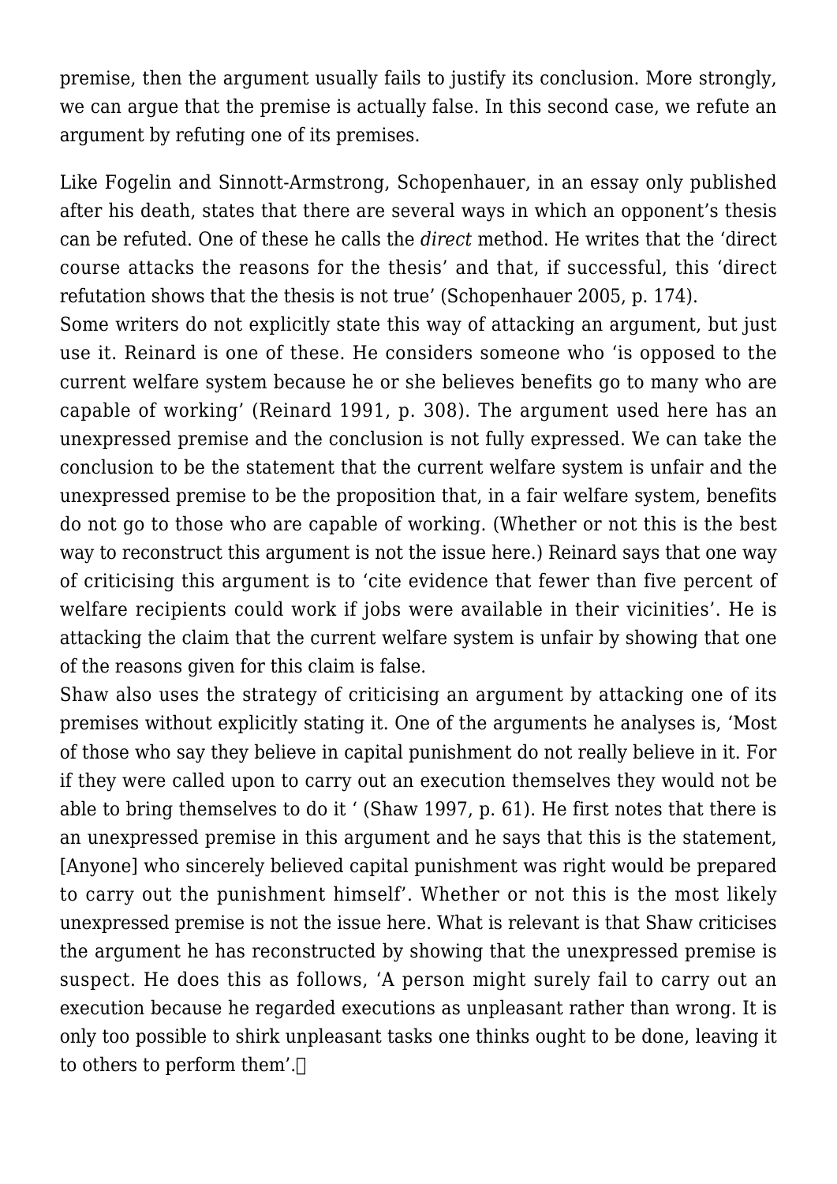premise, then the argument usually fails to justify its conclusion. More strongly, we can argue that the premise is actually false. In this second case, we refute an argument by refuting one of its premises.

Like Fogelin and Sinnott-Armstrong, Schopenhauer, in an essay only published after his death, states that there are several ways in which an opponent's thesis can be refuted. One of these he calls the *direct* method. He writes that the 'direct course attacks the reasons for the thesis' and that, if successful, this 'direct refutation shows that the thesis is not true' (Schopenhauer 2005, p. 174).

Some writers do not explicitly state this way of attacking an argument, but just use it. Reinard is one of these. He considers someone who 'is opposed to the current welfare system because he or she believes benefits go to many who are capable of working' (Reinard 1991, p. 308). The argument used here has an unexpressed premise and the conclusion is not fully expressed. We can take the conclusion to be the statement that the current welfare system is unfair and the unexpressed premise to be the proposition that, in a fair welfare system, benefits do not go to those who are capable of working. (Whether or not this is the best way to reconstruct this argument is not the issue here.) Reinard says that one way of criticising this argument is to 'cite evidence that fewer than five percent of welfare recipients could work if jobs were available in their vicinities'. He is attacking the claim that the current welfare system is unfair by showing that one of the reasons given for this claim is false.

Shaw also uses the strategy of criticising an argument by attacking one of its premises without explicitly stating it. One of the arguments he analyses is, 'Most of those who say they believe in capital punishment do not really believe in it. For if they were called upon to carry out an execution themselves they would not be able to bring themselves to do it ' (Shaw 1997, p. 61). He first notes that there is an unexpressed premise in this argument and he says that this is the statement, [Anyone] who sincerely believed capital punishment was right would be prepared to carry out the punishment himself'. Whether or not this is the most likely unexpressed premise is not the issue here. What is relevant is that Shaw criticises the argument he has reconstructed by showing that the unexpressed premise is suspect. He does this as follows, 'A person might surely fail to carry out an execution because he regarded executions as unpleasant rather than wrong. It is only too possible to shirk unpleasant tasks one thinks ought to be done, leaving it to others to perform them'.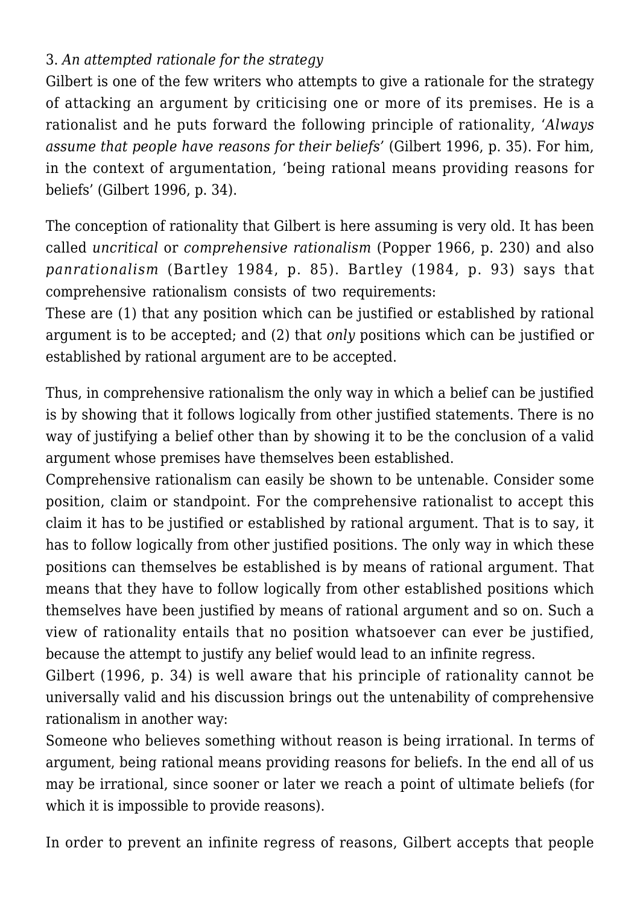### 3. *An attempted rationale for the strategy*

Gilbert is one of the few writers who attempts to give a rationale for the strategy of attacking an argument by criticising one or more of its premises. He is a rationalist and he puts forward the following principle of rationality, '*Always assume that people have reasons for their beliefs*' (Gilbert 1996, p. 35). For him, in the context of argumentation, 'being rational means providing reasons for beliefs' (Gilbert 1996, p. 34).

The conception of rationality that Gilbert is here assuming is very old. It has been called *uncritical* or *comprehensive rationalism* (Popper 1966, p. 230) and also *panrationalism* (Bartley 1984, p. 85). Bartley (1984, p. 93) says that comprehensive rationalism consists of two requirements:

These are (1) that any position which can be justified or established by rational argument is to be accepted; and (2) that *only* positions which can be justified or established by rational argument are to be accepted.

Thus, in comprehensive rationalism the only way in which a belief can be justified is by showing that it follows logically from other justified statements. There is no way of justifying a belief other than by showing it to be the conclusion of a valid argument whose premises have themselves been established.

Comprehensive rationalism can easily be shown to be untenable. Consider some position, claim or standpoint. For the comprehensive rationalist to accept this claim it has to be justified or established by rational argument. That is to say, it has to follow logically from other justified positions. The only way in which these positions can themselves be established is by means of rational argument. That means that they have to follow logically from other established positions which themselves have been justified by means of rational argument and so on. Such a view of rationality entails that no position whatsoever can ever be justified, because the attempt to justify any belief would lead to an infinite regress.

Gilbert (1996, p. 34) is well aware that his principle of rationality cannot be universally valid and his discussion brings out the untenability of comprehensive rationalism in another way:

Someone who believes something without reason is being irrational. In terms of argument, being rational means providing reasons for beliefs. In the end all of us may be irrational, since sooner or later we reach a point of ultimate beliefs (for which it is impossible to provide reasons).

In order to prevent an infinite regress of reasons, Gilbert accepts that people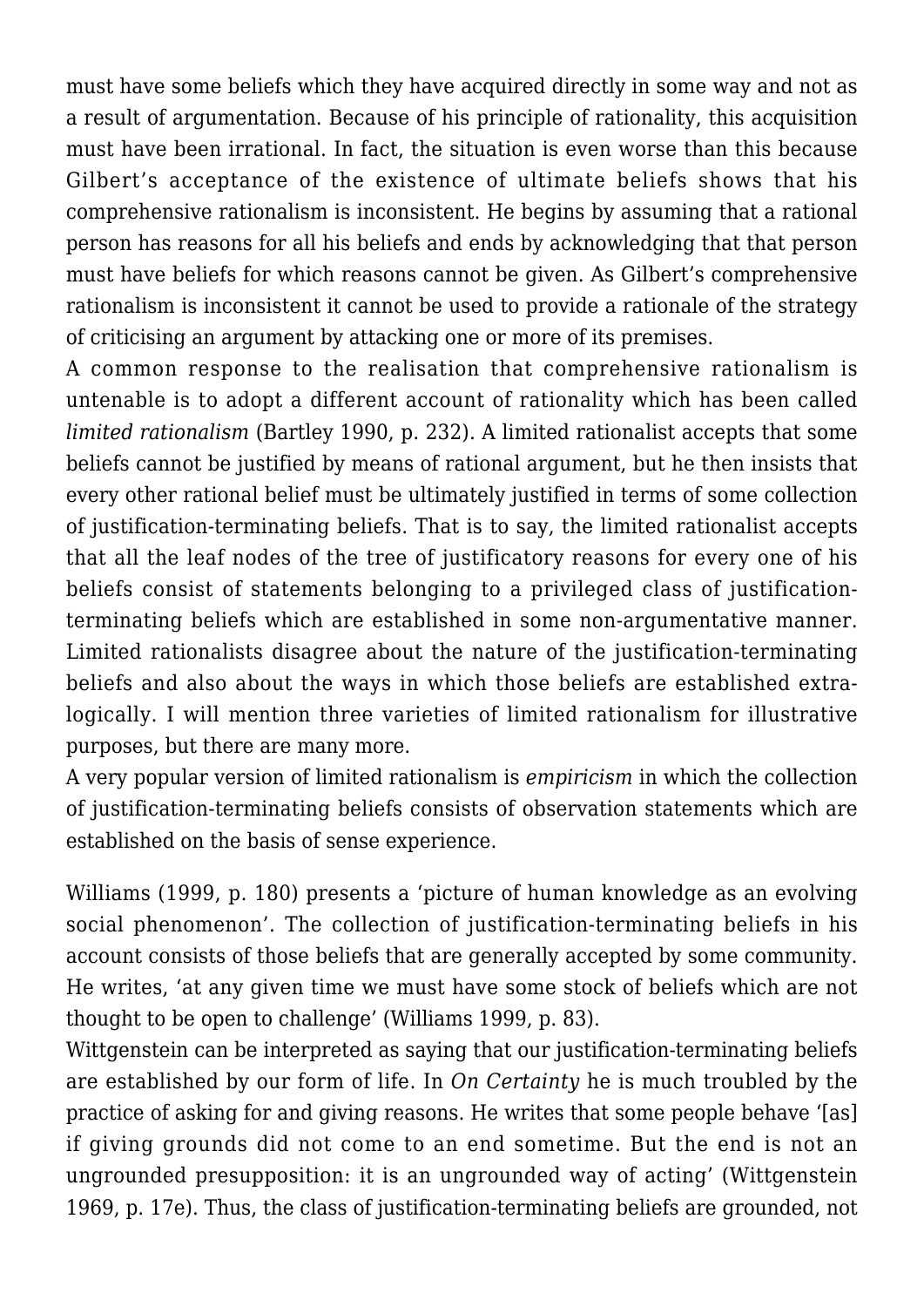must have some beliefs which they have acquired directly in some way and not as a result of argumentation. Because of his principle of rationality, this acquisition must have been irrational. In fact, the situation is even worse than this because Gilbert's acceptance of the existence of ultimate beliefs shows that his comprehensive rationalism is inconsistent. He begins by assuming that a rational person has reasons for all his beliefs and ends by acknowledging that that person must have beliefs for which reasons cannot be given. As Gilbert's comprehensive rationalism is inconsistent it cannot be used to provide a rationale of the strategy of criticising an argument by attacking one or more of its premises.

A common response to the realisation that comprehensive rationalism is untenable is to adopt a different account of rationality which has been called *limited rationalism* (Bartley 1990, p. 232). A limited rationalist accepts that some beliefs cannot be justified by means of rational argument, but he then insists that every other rational belief must be ultimately justified in terms of some collection of justification-terminating beliefs. That is to say, the limited rationalist accepts that all the leaf nodes of the tree of justificatory reasons for every one of his beliefs consist of statements belonging to a privileged class of justification-terminating beliefs which are established in some non-argumentative manner. Limited rationalists disagree about the nature of the justification-terminating beliefs and also about the ways in which those beliefs are established extra-logically. I will mention three varieties of limited rationalism for illustrative purposes, but there are many more.

A very popular version of limited rationalism is *empiricism* in which the collection of justification-terminating beliefs consists of observation statements which are established on the basis of sense experience.

Williams (1999, p. 180) presents a 'picture of human knowledge as an evolving social phenomenon'. The collection of justification-terminating beliefs in his account consists of those beliefs that are generally accepted by some community. He writes, 'at any given time we must have some stock of beliefs which are not thought to be open to challenge' (Williams 1999, p. 83).

Wittgenstein can be interpreted as saying that our justification-terminating beliefs are established by our form of life. In *On Certainty* he is much troubled by the practice of asking for and giving reasons. He writes that some people behave '[as] if giving grounds did not come to an end sometime. But the end is not an ungrounded presupposition: it is an ungrounded way of acting' (Wittgenstein 1969, p. 17e). Thus, the class of justification-terminating beliefs are grounded, not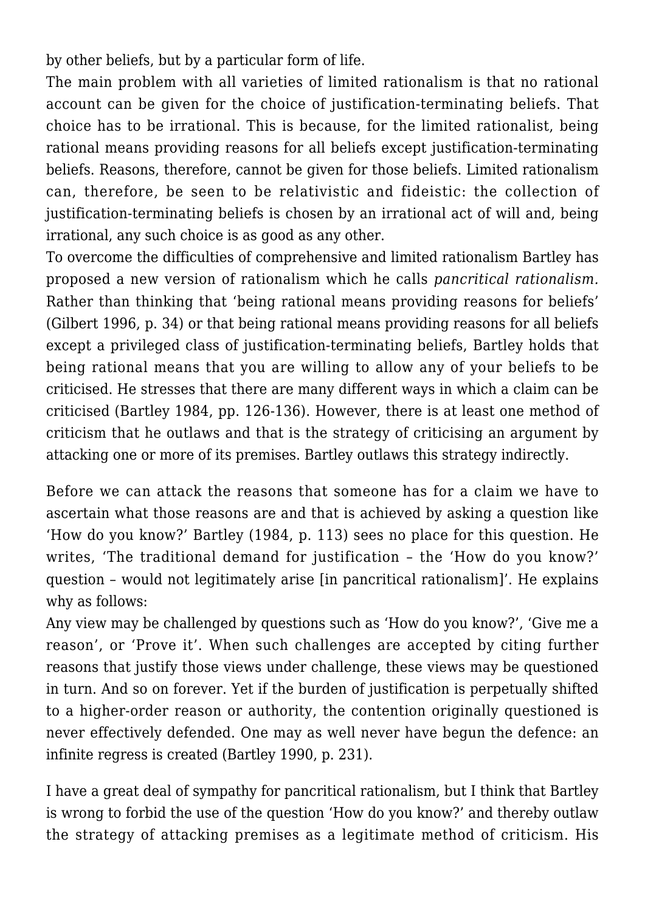by other beliefs, but by a particular form of life.

The main problem with all varieties of limited rationalism is that no rational account can be given for the choice of justification-terminating beliefs. That choice has to be irrational. This is because, for the limited rationalist, being rational means providing reasons for all beliefs except justification-terminating beliefs. Reasons, therefore, cannot be given for those beliefs. Limited rationalism can, therefore, be seen to be relativistic and fideistic: the collection of justification-terminating beliefs is chosen by an irrational act of will and, being irrational, any such choice is as good as any other.

To overcome the difficulties of comprehensive and limited rationalism Bartley has proposed a new version of rationalism which he calls *pancritical rationalism.* Rather than thinking that 'being rational means providing reasons for beliefs' (Gilbert 1996, p. 34) or that being rational means providing reasons for all beliefs except a privileged class of justification-terminating beliefs, Bartley holds that being rational means that you are willing to allow any of your beliefs to be criticised. He stresses that there are many different ways in which a claim can be criticised (Bartley 1984, pp. 126-136). However, there is at least one method of criticism that he outlaws and that is the strategy of criticising an argument by attacking one or more of its premises. Bartley outlaws this strategy indirectly.

Before we can attack the reasons that someone has for a claim we have to ascertain what those reasons are and that is achieved by asking a question like 'How do you know?' Bartley (1984, p. 113) sees no place for this question. He writes, 'The traditional demand for justification – the 'How do you know?' question – would not legitimately arise [in pancritical rationalism]'. He explains why as follows:

> Any view may be challenged by questions such as 'How do you know?', 'Give me a reason', or 'Prove it'. When such challenges are accepted by citing further reasons that justify those views under challenge, these views may be questioned in turn. And so on forever. Yet if the burden of justification is perpetually shifted to a higher-order reason or authority, the contention originally questioned is never effectively defended. One may as well never have begun the defence: an infinite regress is created (Bartley 1990, p. 231).

I have a great deal of sympathy for pancritical rationalism, but I think that Bartley is wrong to forbid the use of the question 'How do you know?' and thereby outlaw the strategy of attacking premises as a legitimate method of criticism. His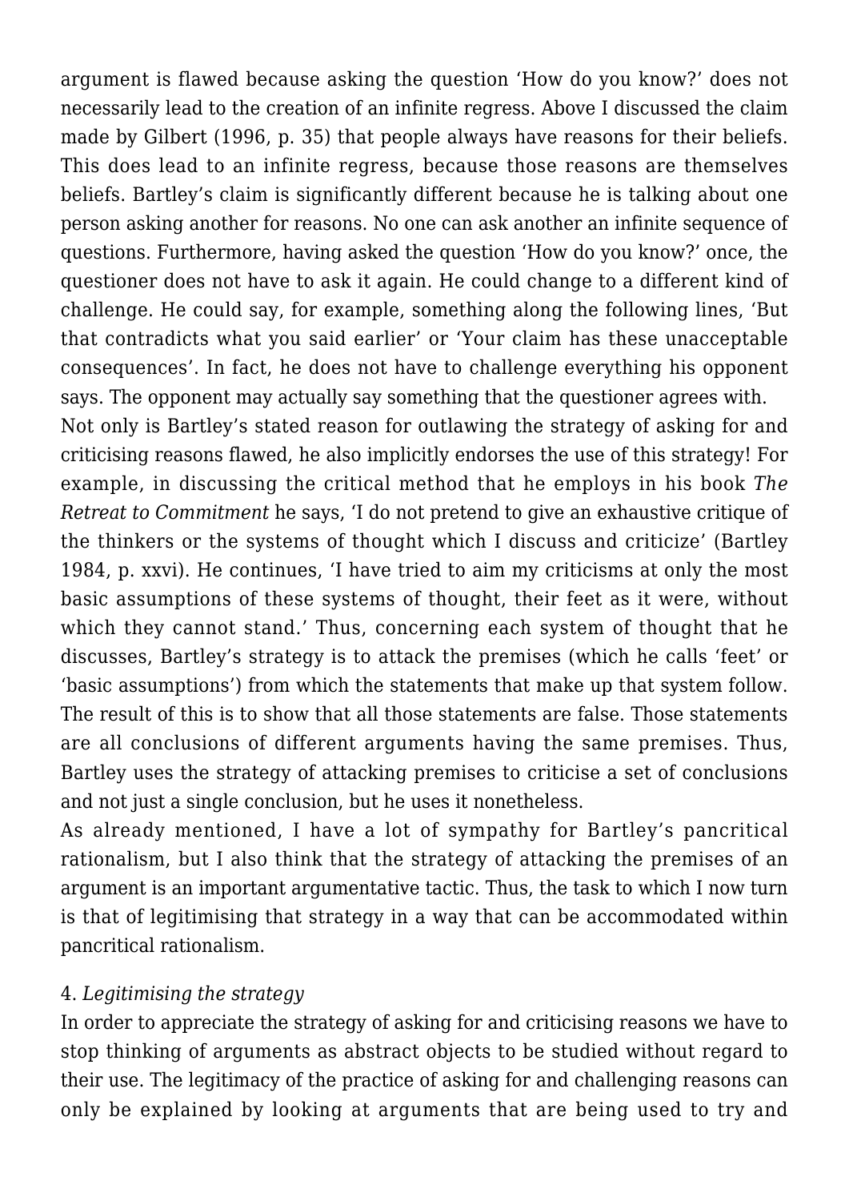argument is flawed because asking the question 'How do you know?' does not necessarily lead to the creation of an infinite regress. Above I discussed the claim made by Gilbert (1996, p. 35) that people always have reasons for their beliefs. This does lead to an infinite regress, because those reasons are themselves beliefs. Bartley's claim is significantly different because he is talking about one person asking another for reasons. No one can ask another an infinite sequence of questions. Furthermore, having asked the question 'How do you know?' once, the questioner does not have to ask it again. He could change to a different kind of challenge. He could say, for example, something along the following lines, 'But that contradicts what you said earlier' or 'Your claim has these unacceptable consequences'. In fact, he does not have to challenge everything his opponent says. The opponent may actually say something that the questioner agrees with.

Not only is Bartley's stated reason for outlawing the strategy of asking for and criticising reasons flawed, he also implicitly endorses the use of this strategy! For example, in discussing the critical method that he employs in his book *The Retreat to Commitment* he says, 'I do not pretend to give an exhaustive critique of the thinkers or the systems of thought which I discuss and criticize' (Bartley 1984, p. xxvi). He continues, 'I have tried to aim my criticisms at only the most basic assumptions of these systems of thought, their feet as it were, without which they cannot stand.' Thus, concerning each system of thought that he discusses, Bartley's strategy is to attack the premises (which he calls 'feet' or 'basic assumptions') from which the statements that make up that system follow. The result of this is to show that all those statements are false. Those statements are all conclusions of different arguments having the same premises. Thus, Bartley uses the strategy of attacking premises to criticise a set of conclusions and not just a single conclusion, but he uses it nonetheless.

As already mentioned, I have a lot of sympathy for Bartley's pancritical rationalism, but I also think that the strategy of attacking the premises of an argument is an important argumentative tactic. Thus, the task to which I now turn is that of legitimising that strategy in a way that can be accommodated within pancritical rationalism.

## 4. *Legitimising the strategy*

In order to appreciate the strategy of asking for and criticising reasons we have to stop thinking of arguments as abstract objects to be studied without regard to their use. The legitimacy of the practice of asking for and challenging reasons can only be explained by looking at arguments that are being used to try and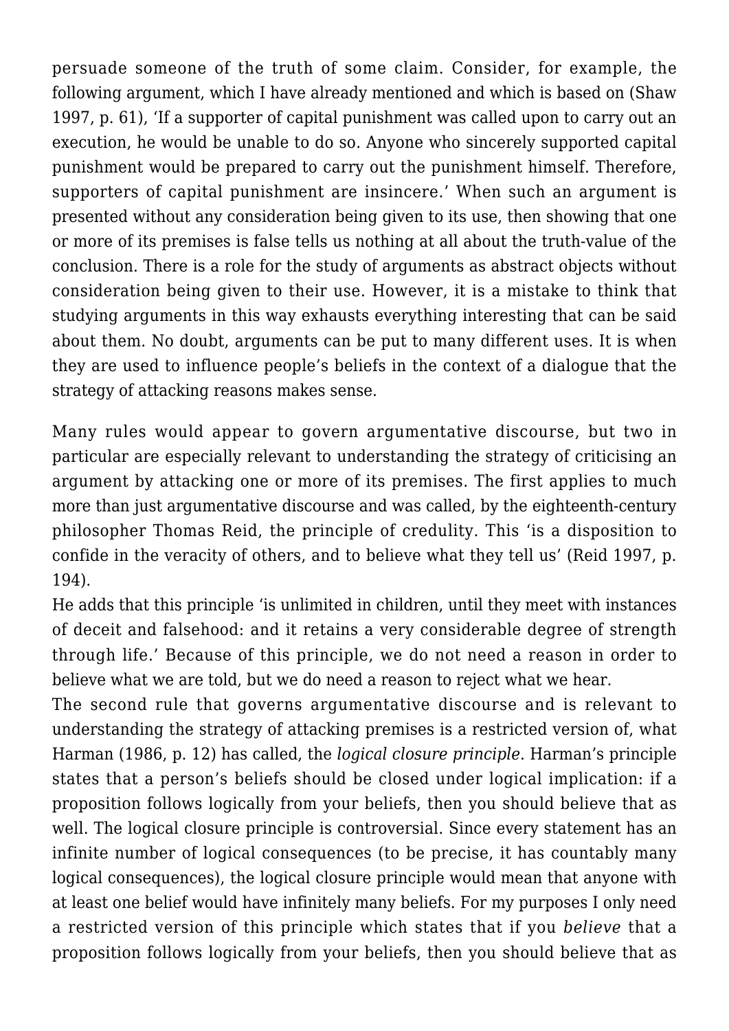persuade someone of the truth of some claim. Consider, for example, the following argument, which I have already mentioned and which is based on (Shaw 1997, p. 61), 'If a supporter of capital punishment was called upon to carry out an execution, he would be unable to do so. Anyone who sincerely supported capital punishment would be prepared to carry out the punishment himself. Therefore, supporters of capital punishment are insincere.' When such an argument is presented without any consideration being given to its use, then showing that one or more of its premises is false tells us nothing at all about the truth-value of the conclusion. There is a role for the study of arguments as abstract objects without consideration being given to their use. However, it is a mistake to think that studying arguments in this way exhausts everything interesting that can be said about them. No doubt, arguments can be put to many different uses. It is when they are used to influence people's beliefs in the context of a dialogue that the strategy of attacking reasons makes sense.

Many rules would appear to govern argumentative discourse, but two in particular are especially relevant to understanding the strategy of criticising an argument by attacking one or more of its premises. The first applies to much more than just argumentative discourse and was called, by the eighteenth-century philosopher Thomas Reid, the principle of credulity. This 'is a disposition to confide in the veracity of others, and to believe what they tell us' (Reid 1997, p. 194).

He adds that this principle 'is unlimited in children, until they meet with instances of deceit and falsehood: and it retains a very considerable degree of strength through life.' Because of this principle, we do not need a reason in order to believe what we are told, but we do need a reason to reject what we hear.

The second rule that governs argumentative discourse and is relevant to understanding the strategy of attacking premises is a restricted version of, what Harman (1986, p. 12) has called, the *logical closure principle*. Harman's principle states that a person's beliefs should be closed under logical implication: if a proposition follows logically from your beliefs, then you should believe that as well. The logical closure principle is controversial. Since every statement has an infinite number of logical consequences (to be precise, it has countably many logical consequences), the logical closure principle would mean that anyone with at least one belief would have infinitely many beliefs. For my purposes I only need a restricted version of this principle which states that if you *believe* that a proposition follows logically from your beliefs, then you should believe that as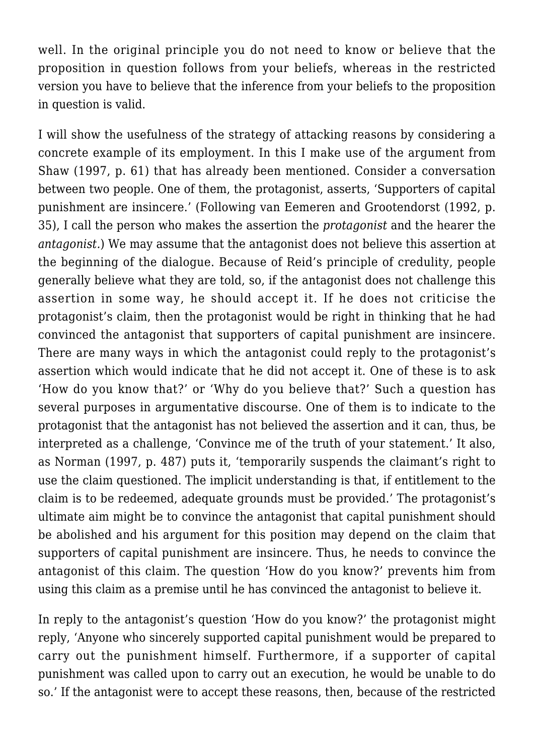well. In the original principle you do not need to know or believe that the proposition in question follows from your beliefs, whereas in the restricted version you have to believe that the inference from your beliefs to the proposition in question is valid.

I will show the usefulness of the strategy of attacking reasons by considering a concrete example of its employment. In this I make use of the argument from Shaw (1997, p. 61) that has already been mentioned. Consider a conversation between two people. One of them, the protagonist, asserts, 'Supporters of capital punishment are insincere.' (Following van Eemeren and Grootendorst (1992, p. 35), I call the person who makes the assertion the *protagonist* and the hearer the *antagonist*.) We may assume that the antagonist does not believe this assertion at the beginning of the dialogue. Because of Reid's principle of credulity, people generally believe what they are told, so, if the antagonist does not challenge this assertion in some way, he should accept it. If he does not criticise the protagonist's claim, then the protagonist would be right in thinking that he had convinced the antagonist that supporters of capital punishment are insincere. There are many ways in which the antagonist could reply to the protagonist's assertion which would indicate that he did not accept it. One of these is to ask 'How do you know that?' or 'Why do you believe that?' Such a question has several purposes in argumentative discourse. One of them is to indicate to the protagonist that the antagonist has not believed the assertion and it can, thus, be interpreted as a challenge, 'Convince me of the truth of your statement.' It also, as Norman (1997, p. 487) puts it, 'temporarily suspends the claimant's right to use the claim questioned. The implicit understanding is that, if entitlement to the claim is to be redeemed, adequate grounds must be provided.' The protagonist's ultimate aim might be to convince the antagonist that capital punishment should be abolished and his argument for this position may depend on the claim that supporters of capital punishment are insincere. Thus, he needs to convince the antagonist of this claim. The question 'How do you know?' prevents him from using this claim as a premise until he has convinced the antagonist to believe it.

In reply to the antagonist's question 'How do you know?' the protagonist might reply, 'Anyone who sincerely supported capital punishment would be prepared to carry out the punishment himself. Furthermore, if a supporter of capital punishment was called upon to carry out an execution, he would be unable to do so.' If the antagonist were to accept these reasons, then, because of the restricted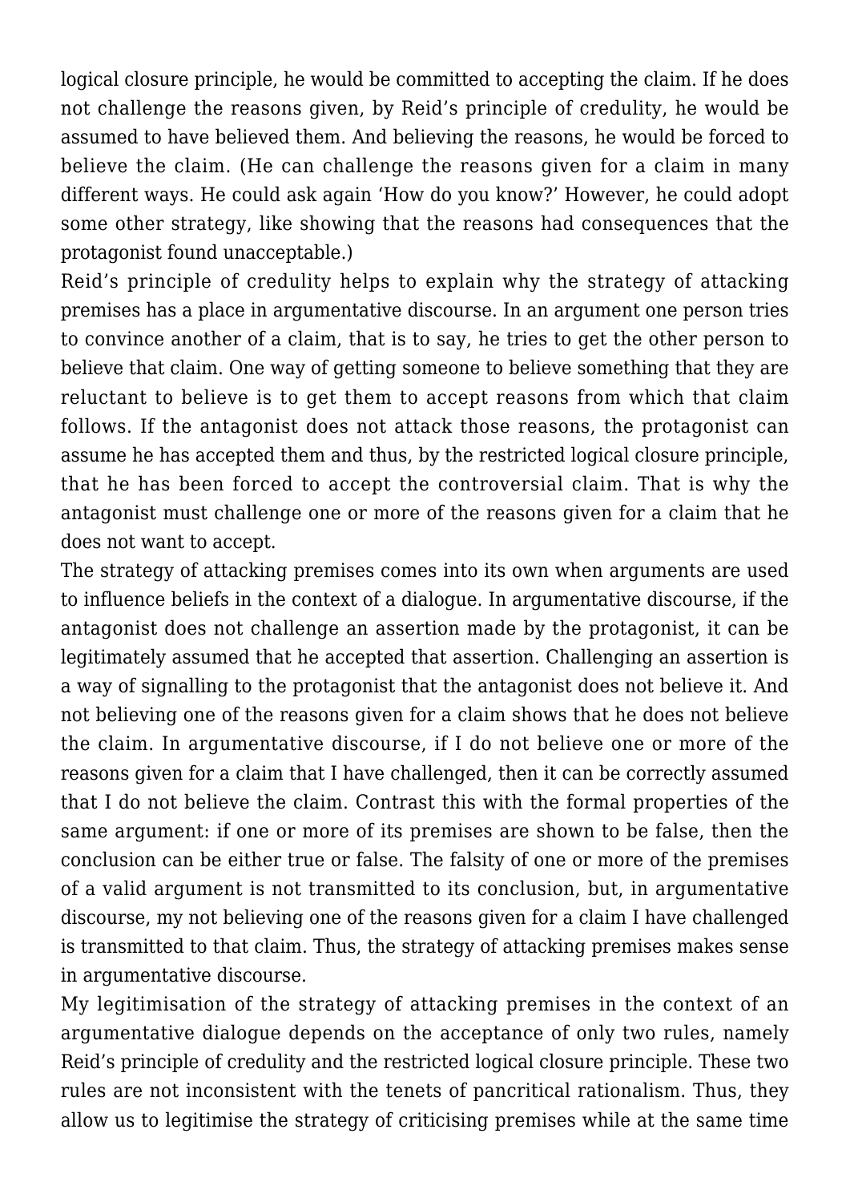logical closure principle, he would be committed to accepting the claim. If he does not challenge the reasons given, by Reid's principle of credulity, he would be assumed to have believed them. And believing the reasons, he would be forced to believe the claim. (He can challenge the reasons given for a claim in many different ways. He could ask again 'How do you know?' However, he could adopt some other strategy, like showing that the reasons had consequences that the protagonist found unacceptable.)

Reid's principle of credulity helps to explain why the strategy of attacking premises has a place in argumentative discourse. In an argument one person tries to convince another of a claim, that is to say, he tries to get the other person to believe that claim. One way of getting someone to believe something that they are reluctant to believe is to get them to accept reasons from which that claim follows. If the antagonist does not attack those reasons, the protagonist can assume he has accepted them and thus, by the restricted logical closure principle, that he has been forced to accept the controversial claim. That is why the antagonist must challenge one or more of the reasons given for a claim that he does not want to accept.

The strategy of attacking premises comes into its own when arguments are used to influence beliefs in the context of a dialogue. In argumentative discourse, if the antagonist does not challenge an assertion made by the protagonist, it can be legitimately assumed that he accepted that assertion. Challenging an assertion is a way of signalling to the protagonist that the antagonist does not believe it. And not believing one of the reasons given for a claim shows that he does not believe the claim. In argumentative discourse, if I do not believe one or more of the reasons given for a claim that I have challenged, then it can be correctly assumed that I do not believe the claim. Contrast this with the formal properties of the same argument: if one or more of its premises are shown to be false, then the conclusion can be either true or false. The falsity of one or more of the premises of a valid argument is not transmitted to its conclusion, but, in argumentative discourse, my not believing one of the reasons given for a claim I have challenged is transmitted to that claim. Thus, the strategy of attacking premises makes sense in argumentative discourse.

My legitimisation of the strategy of attacking premises in the context of an argumentative dialogue depends on the acceptance of only two rules, namely Reid's principle of credulity and the restricted logical closure principle. These two rules are not inconsistent with the tenets of pancritical rationalism. Thus, they allow us to legitimise the strategy of criticising premises while at the same time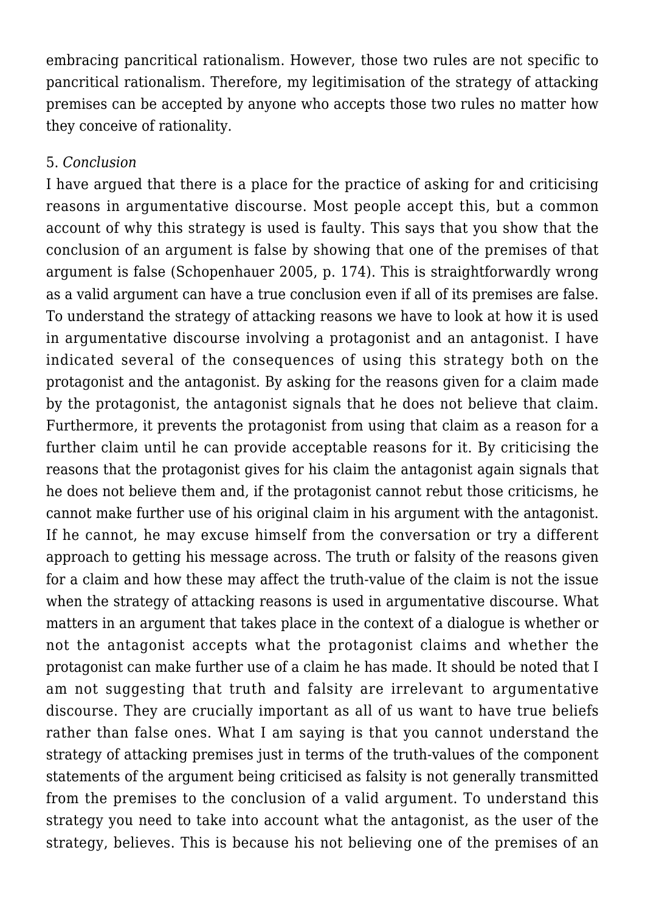embracing pancritical rationalism. However, those two rules are not specific to pancritical rationalism. Therefore, my legitimisation of the strategy of attacking premises can be accepted by anyone who accepts those two rules no matter how they conceive of rationality.

## 5. *Conclusion*

I have argued that there is a place for the practice of asking for and criticising reasons in argumentative discourse. Most people accept this, but a common account of why this strategy is used is faulty. This says that you show that the conclusion of an argument is false by showing that one of the premises of that argument is false (Schopenhauer 2005, p. 174). This is straightforwardly wrong as a valid argument can have a true conclusion even if all of its premises are false. To understand the strategy of attacking reasons we have to look at how it is used in argumentative discourse involving a protagonist and an antagonist. I have indicated several of the consequences of using this strategy both on the protagonist and the antagonist. By asking for the reasons given for a claim made by the protagonist, the antagonist signals that he does not believe that claim. Furthermore, it prevents the protagonist from using that claim as a reason for a further claim until he can provide acceptable reasons for it. By criticising the reasons that the protagonist gives for his claim the antagonist again signals that he does not believe them and, if the protagonist cannot rebut those criticisms, he cannot make further use of his original claim in his argument with the antagonist. If he cannot, he may excuse himself from the conversation or try a different approach to getting his message across. The truth or falsity of the reasons given for a claim and how these may affect the truth-value of the claim is not the issue when the strategy of attacking reasons is used in argumentative discourse. What matters in an argument that takes place in the context of a dialogue is whether or not the antagonist accepts what the protagonist claims and whether the protagonist can make further use of a claim he has made. It should be noted that I am not suggesting that truth and falsity are irrelevant to argumentative discourse. They are crucially important as all of us want to have true beliefs rather than false ones. What I am saying is that you cannot understand the strategy of attacking premises just in terms of the truth-values of the component statements of the argument being criticised as falsity is not generally transmitted from the premises to the conclusion of a valid argument. To understand this strategy you need to take into account what the antagonist, as the user of the strategy, believes. This is because his not believing one of the premises of an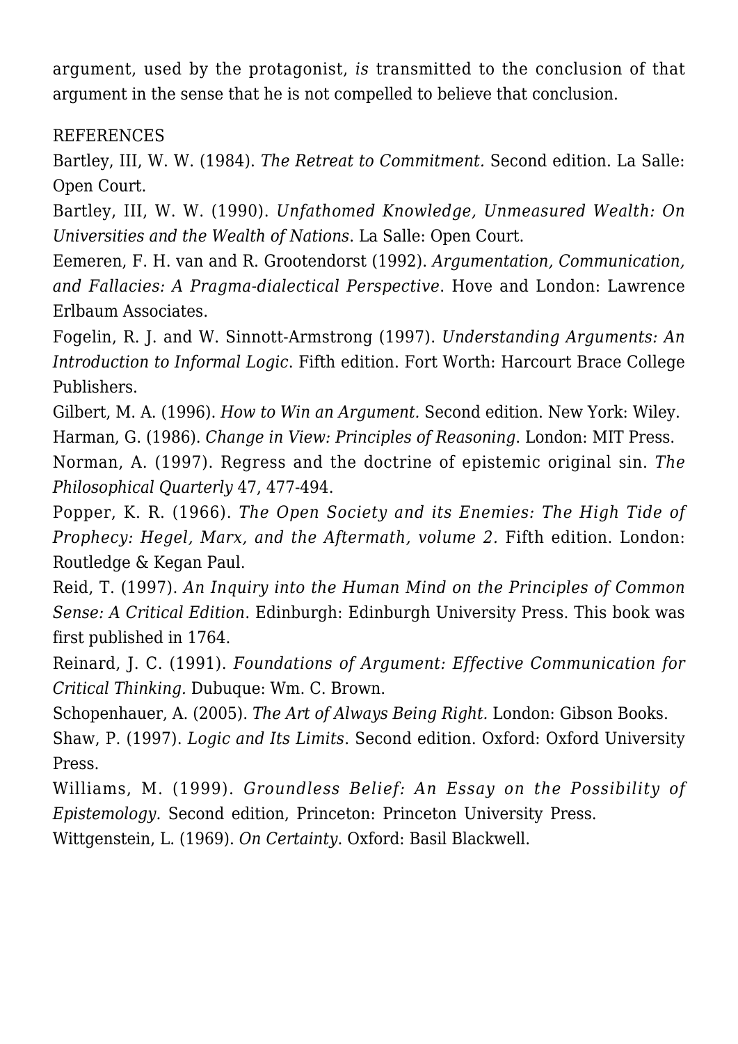argument, used by the protagonist, *is* transmitted to the conclusion of that argument in the sense that he is not compelled to believe that conclusion.

REFERENCES

Bartley, III, W. W. (1984). *The Retreat to Commitment.* Second edition. La Salle: Open Court.

Bartley, III, W. W. (1990). *Unfathomed Knowledge, Unmeasured Wealth: On Universities and the Wealth of Nations*. La Salle: Open Court.

Eemeren, F. H. van and R. Grootendorst (1992). *Argumentation, Communication, and Fallacies: A Pragma-dialectical Perspective*. Hove and London: Lawrence Erlbaum Associates.

Fogelin, R. J. and W. Sinnott-Armstrong (1997). *Understanding Arguments: An Introduction to Informal Logic*. Fifth edition. Fort Worth: Harcourt Brace College Publishers.

Gilbert, M. A. (1996). *How to Win an Argument.* Second edition. New York: Wiley.

Harman, G. (1986). *Change in View: Principles of Reasoning*. London: MIT Press.

Norman, A. (1997). Regress and the doctrine of epistemic original sin. *The Philosophical Quarterly* 47, 477-494.

Popper, K. R. (1966). *The Open Society and its Enemies: The High Tide of Prophecy: Hegel, Marx, and the Aftermath, volume 2.* Fifth edition. London: Routledge & Kegan Paul.

Reid, T. (1997). *An Inquiry into the Human Mind on the Principles of Common Sense: A Critical Edition*. Edinburgh: Edinburgh University Press. This book was first published in 1764.

Reinard, J. C. (1991). *Foundations of Argument: Effective Communication for Critical Thinking*. Dubuque: Wm. C. Brown.

Schopenhauer, A. (2005). *The Art of Always Being Right.* London: Gibson Books.

Shaw, P. (1997). *Logic and Its Limits*. Second edition. Oxford: Oxford University Press.

Williams, M. (1999). *Groundless Belief: An Essay on the Possibility of Epistemology.* Second edition, Princeton: Princeton University Press.

Wittgenstein, L. (1969). *On Certainty*. Oxford: Basil Blackwell.